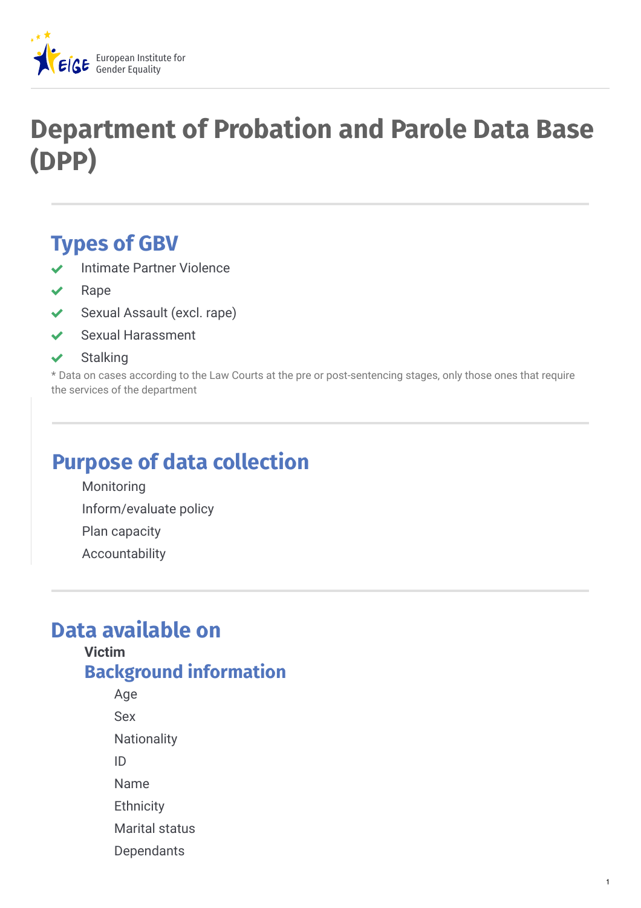# Department of Probation and Parole Data Base (DPP)

## Types of GBV

- ✔ Intimate Partner Violence
- ✔ Rape
- ✔ Sexual Assault (excl. rape)
- ✔ Sexual Harassment
- ✔ Stalking

* Data on cases according to the Law Courts at the pre or post-sentencing stages, only those ones that require the services of the department

## Purpose of data collection

Monitoring

Inform/evaluate policy

Plan capacity

Accountability

## Data available on

**Victim**

### Background information

Age

Sex

Nationality

ID

Name

Ethnicity

Marital status

Dependants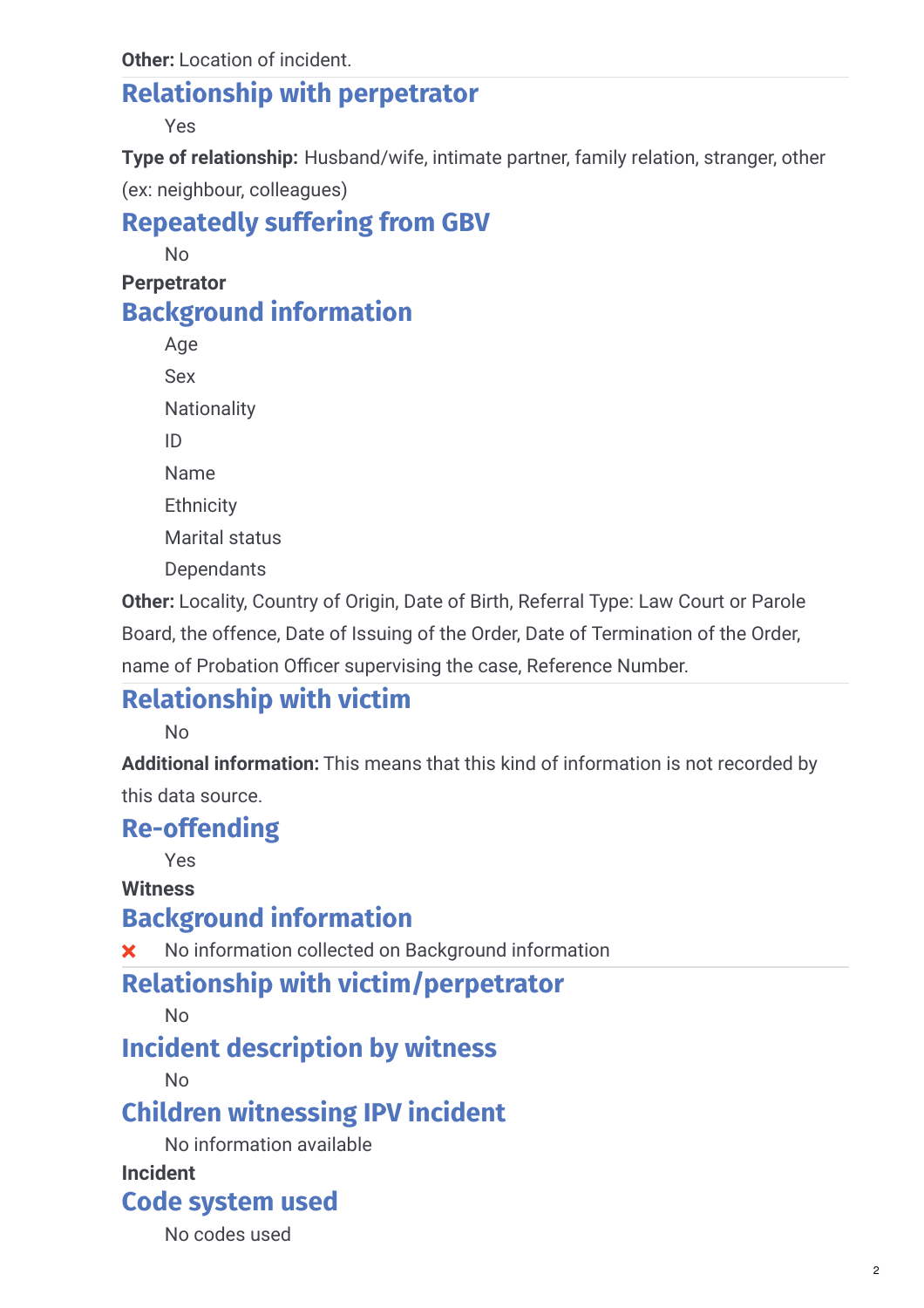**Other:** Location of incident.

## Relationship with perpetrator

Yes

**Type of relationship:** Husband/wife, intimate partner, family relation, stranger, other (ex: neighbour, colleagues)

## Repeatedly suffering from GBV

No

**Perpetrator**

## Background information

- Age
- Sex
- Nationality
- ID
- Name
- Ethnicity
- Marital status
- Dependants

**Other:** Locality, Country of Origin, Date of Birth, Referral Type: Law Court or Parole Board, the offence, Date of Issuing of the Order, Date of Termination of the Order, name of Probation Officer supervising the case, Reference Number.

## Relationship with victim

No

**Additional information:** This means that this kind of information is not recorded by this data source.

## Re-offending

Yes

**Witness**

## Background information

✗ No information collected on Background information

## Relationship with victim/perpetrator

No

## Incident description by witness

No

## Children witnessing IPV incident

No information available

**Incident**

## Code system used

No codes used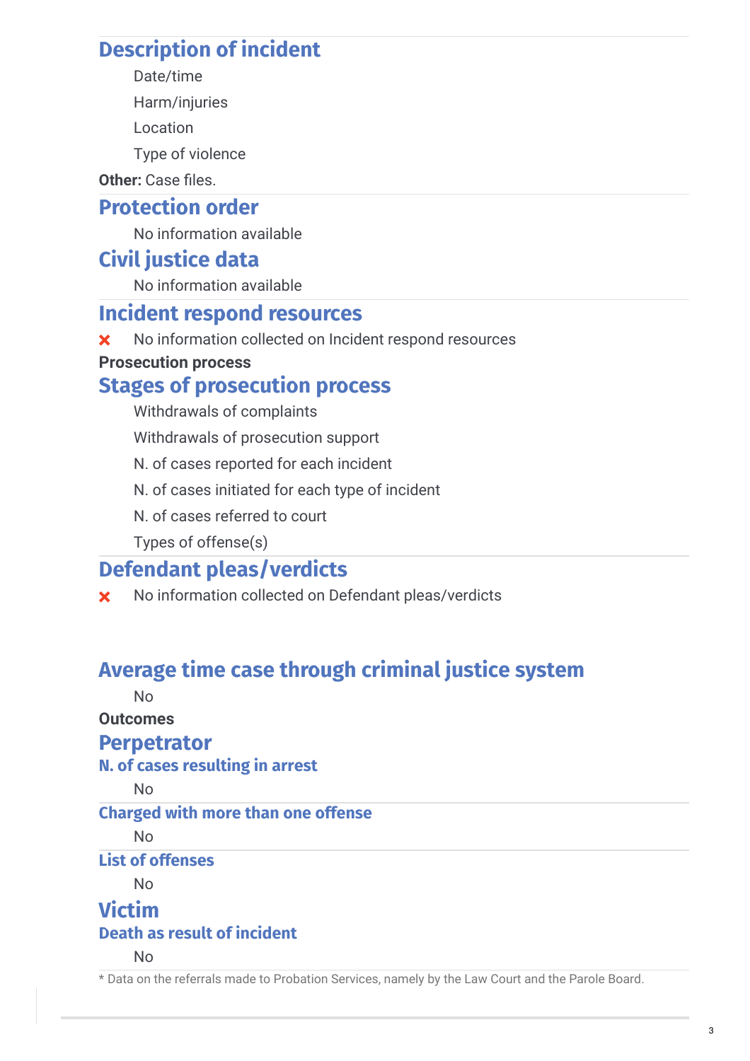## Description of incident

- Date/time
- Harm/injuries
- Location
- Type of violence

**Other:** Case files.

## Protection order

No information available

## Civil justice data

No information available

## Incident respond resources

✗ No information collected on Incident respond resources

**Prosecution process**

## Stages of prosecution process

- Withdrawals of complaints
- Withdrawals of prosecution support
- N. of cases reported for each incident
- N. of cases initiated for each type of incident
- N. of cases referred to court
- Types of offense(s)

## Defendant pleas/verdicts

✗ No information collected on Defendant pleas/verdicts

## Average time case through criminal justice system

No

**Outcomes**

## Perpetrator

### N. of cases resulting in arrest

No

### Charged with more than one offense

No

### List of offenses

No

## Victim

### Death as result of incident

No

* Data on the referrals made to Probation Services, namely by the Law Court and the Parole Board.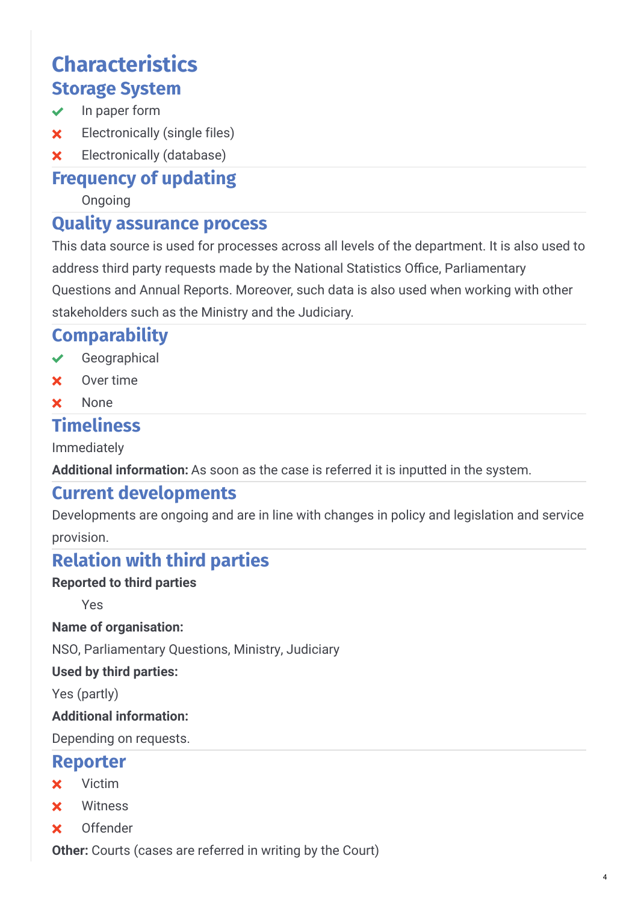# Characteristics

## Storage System

- ✔ In paper form
- ✘ Electronically (single files)
- ✘ Electronically (database)

## Frequency of updating

Ongoing

## Quality assurance process

This data source is used for processes across all levels of the department. It is also used to address third party requests made by the National Statistics Office, Parliamentary Questions and Annual Reports. Moreover, such data is also used when working with other stakeholders such as the Ministry and the Judiciary.

## Comparability

- ✔ Geographical
- ✘ Over time
- ✘ None

## Timeliness

Immediately

**Additional information:** As soon as the case is referred it is inputted in the system.

## Current developments

Developments are ongoing and are in line with changes in policy and legislation and service provision.

## Relation with third parties

**Reported to third parties**

Yes

**Name of organisation:**

NSO, Parliamentary Questions, Ministry, Judiciary

**Used by third parties:**

Yes (partly)

**Additional information:**

Depending on requests.

## Reporter

- ✘ Victim
- ✘ Witness
- ✘ Offender

**Other:** Courts (cases are referred in writing by the Court)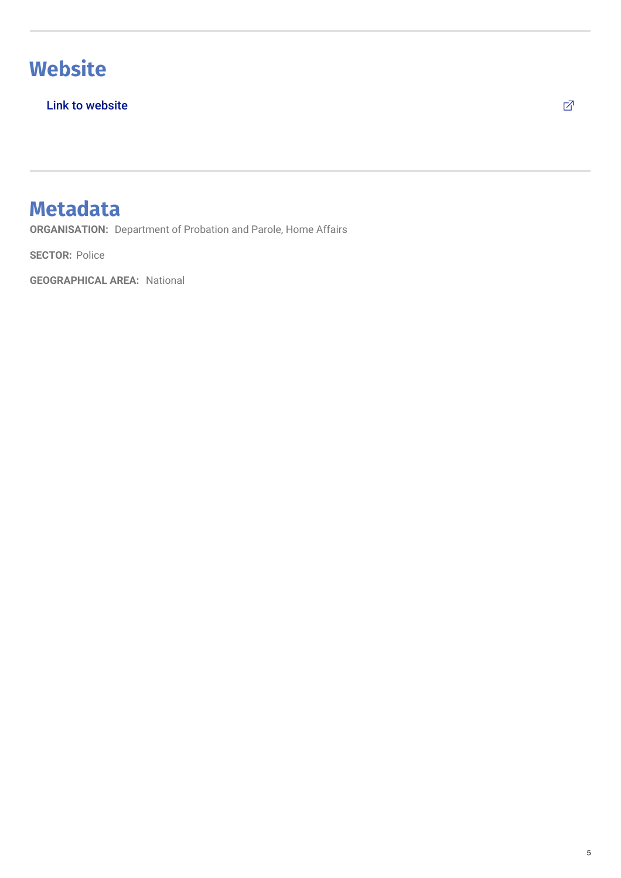## Website

Link to website

## Metadata

**ORGANISATION:** Department of Probation and Parole, Home Affairs

**SECTOR:** Police

**GEOGRAPHICAL AREA:** National